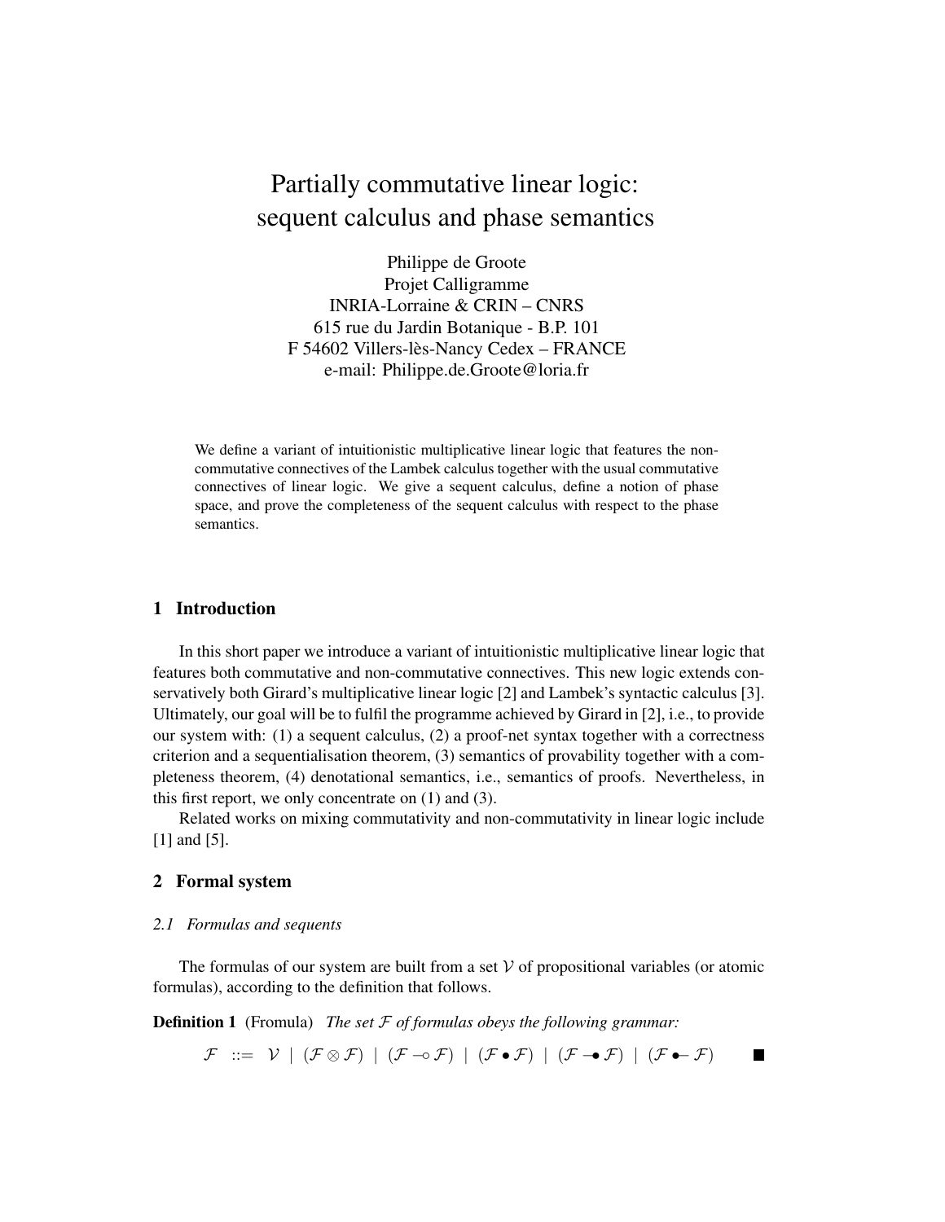# Partially commutative linear logic: sequent calculus and phase semantics

Philippe de Groote
Projet Calligramme
INRIA-Lorraine & CRIN – CNRS
615 rue du Jardin Botanique - B.P. 101
F 54602 Villers-lès-Nancy Cedex – FRANCE
e-mail: Philippe.de.Groote@loria.fr

We define a variant of intuitionistic multiplicative linear logic that features the non-commutative connectives of the Lambek calculus together with the usual commutative connectives of linear logic. We give a sequent calculus, define a notion of phase space, and prove the completeness of the sequent calculus with respect to the phase semantics.

## 1 Introduction

In this short paper we introduce a variant of intuitionistic multiplicative linear logic that features both commutative and non-commutative connectives. This new logic extends conservatively both Girard's multiplicative linear logic [2] and Lambek's syntactic calculus [3]. Ultimately, our goal will be to fulfil the programme achieved by Girard in [2], i.e., to provide our system with: (1) a sequent calculus, (2) a proof-net syntax together with a correctness criterion and a sequentialisation theorem, (3) semantics of provability together with a completeness theorem, (4) denotational semantics, i.e., semantics of proofs. Nevertheless, in this first report, we only concentrate on (1) and (3).

Related works on mixing commutativity and non-commutativity in linear logic include [1] and [5].

## 2 Formal system

### *2.1 Formulas and sequents*

The formulas of our system are built from a set $\mathcal{V}$ of propositional variables (or atomic formulas), according to the definition that follows.

**Definition 1** (Fromula) *The set $\mathcal{F}$ of formulas obeys the following grammar:*

$$\mathcal{F} \ ::= \ \mathcal{V} \ | \ (\mathcal{F} \otimes \mathcal{F}) \ | \ (\mathcal{F} \multimap \mathcal{F}) \ | \ (\mathcal{F} \bullet \mathcal{F}) \ | \ (\mathcal{F} \multimap\!\!\bullet\, \mathcal{F}) \ | \ (\mathcal{F} \bullet\!\!- \mathcal{F}) \qquad \blacksquare$$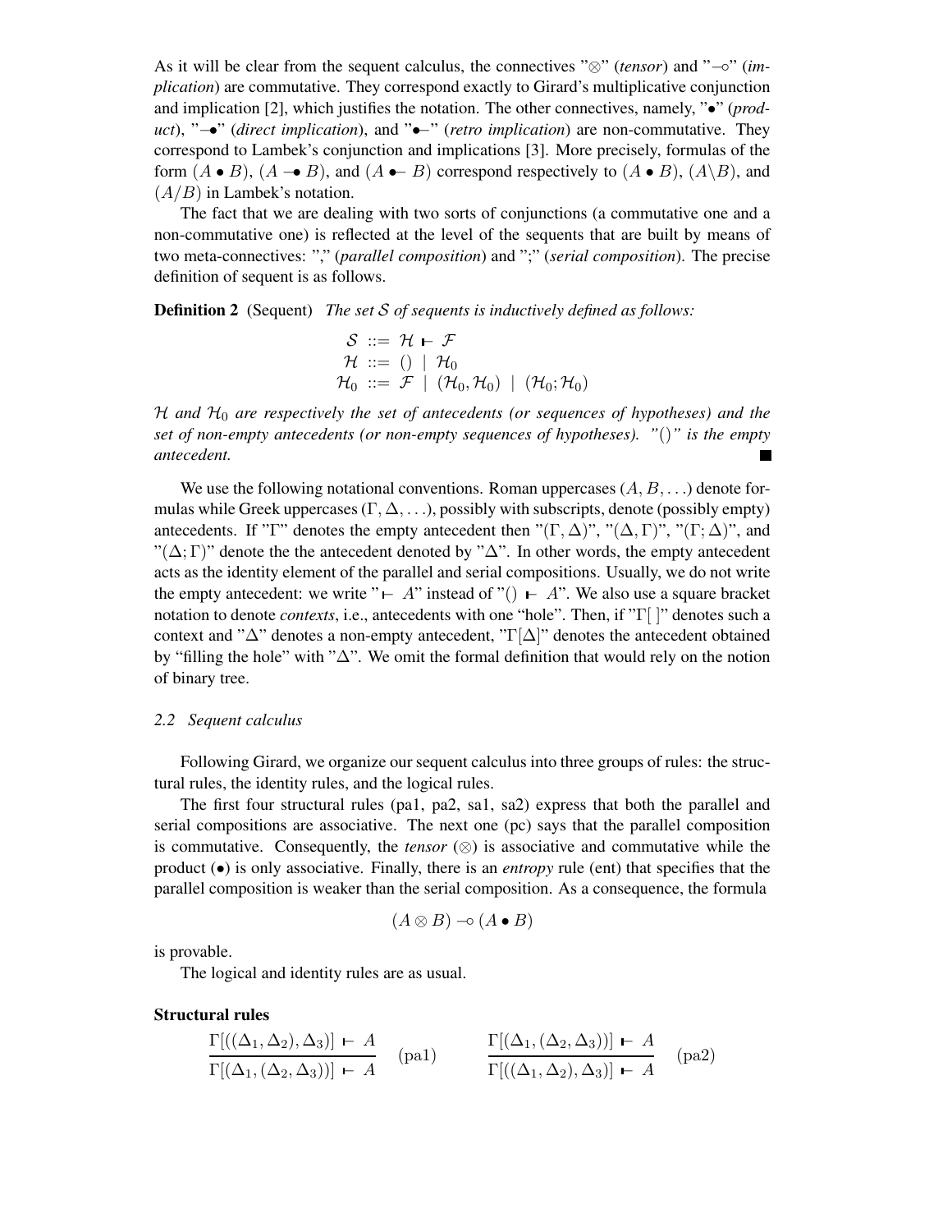As it will be clear from the sequent calculus, the connectives "$\otimes$" (*tensor*) and "$\multimap$" (*implication*) are commutative. They correspond exactly to Girard's multiplicative conjunction and implication [2], which justifies the notation. The other connectives, namely, "$\bullet$" (*product*), "$-\!\bullet$" (*direct implication*), and "$\bullet\!-$" (*retro implication*) are non-commutative. They correspond to Lambek's conjunction and implications [3]. More precisely, formulas of the form $(A \bullet B)$, $(A -\!\bullet B)$, and $(A \bullet\!- B)$ correspond respectively to $(A \bullet B)$, $(A \backslash B)$, and $(A/B)$ in Lambek's notation.

The fact that we are dealing with two sorts of conjunctions (a commutative one and a non-commutative one) is reflected at the level of the sequents that are built by means of two meta-connectives: "," (*parallel composition*) and ";" (*serial composition*). The precise definition of sequent is as follows.

**Definition 2** (Sequent) *The set $\mathcal{S}$ of sequents is inductively defined as follows:*

$$\begin{aligned} \mathcal{S} &::= \mathcal{H} \vdash \mathcal{F} \\ \mathcal{H} &::= () \mid \mathcal{H}_0 \\ \mathcal{H}_0 &::= \mathcal{F} \mid (\mathcal{H}_0, \mathcal{H}_0) \mid (\mathcal{H}_0; \mathcal{H}_0) \end{aligned}$$

*$\mathcal{H}$ and $\mathcal{H}_0$ are respectively the set of antecedents (or sequences of hypotheses) and the set of non-empty antecedents (or non-empty sequences of hypotheses). "$()$" is the empty antecedent.* ∎

We use the following notational conventions. Roman uppercases $(A, B, \ldots)$ denote formulas while Greek uppercases $(\Gamma, \Delta, \ldots)$, possibly with subscripts, denote (possibly empty) antecedents. If "$\Gamma$" denotes the empty antecedent then "$(\Gamma, \Delta)$", "$(\Delta, \Gamma)$", "$(\Gamma; \Delta)$", and "$(\Delta; \Gamma)$" denote the the antecedent denoted by "$\Delta$". In other words, the empty antecedent acts as the identity element of the parallel and serial compositions. Usually, we do not write the empty antecedent: we write "$\vdash A$" instead of "$() \vdash A$". We also use a square bracket notation to denote *contexts*, i.e., antecedents with one "hole". Then, if "$\Gamma[\,]$" denotes such a context and "$\Delta$" denotes a non-empty antecedent, "$\Gamma[\Delta]$" denotes the antecedent obtained by "filling the hole" with "$\Delta$". We omit the formal definition that would rely on the notion of binary tree.

### 2.2 Sequent calculus

Following Girard, we organize our sequent calculus into three groups of rules: the structural rules, the identity rules, and the logical rules.

The first four structural rules (pa1, pa2, sa1, sa2) express that both the parallel and serial compositions are associative. The next one (pc) says that the parallel composition is commutative. Consequently, the *tensor* ($\otimes$) is associative and commutative while the product ($\bullet$) is only associative. Finally, there is an *entropy* rule (ent) that specifies that the parallel composition is weaker than the serial composition. As a consequence, the formula

$$(A \otimes B) \multimap (A \bullet B)$$

is provable.

The logical and identity rules are as usual.

**Structural rules**

$$\frac{\Gamma[((\Delta_1, \Delta_2), \Delta_3)] \vdash A}{\Gamma[(\Delta_1, (\Delta_2, \Delta_3))] \vdash A} \ (\text{pa1}) \qquad \frac{\Gamma[(\Delta_1, (\Delta_2, \Delta_3))] \vdash A}{\Gamma[((\Delta_1, \Delta_2), \Delta_3)] \vdash A} \ (\text{pa2})$$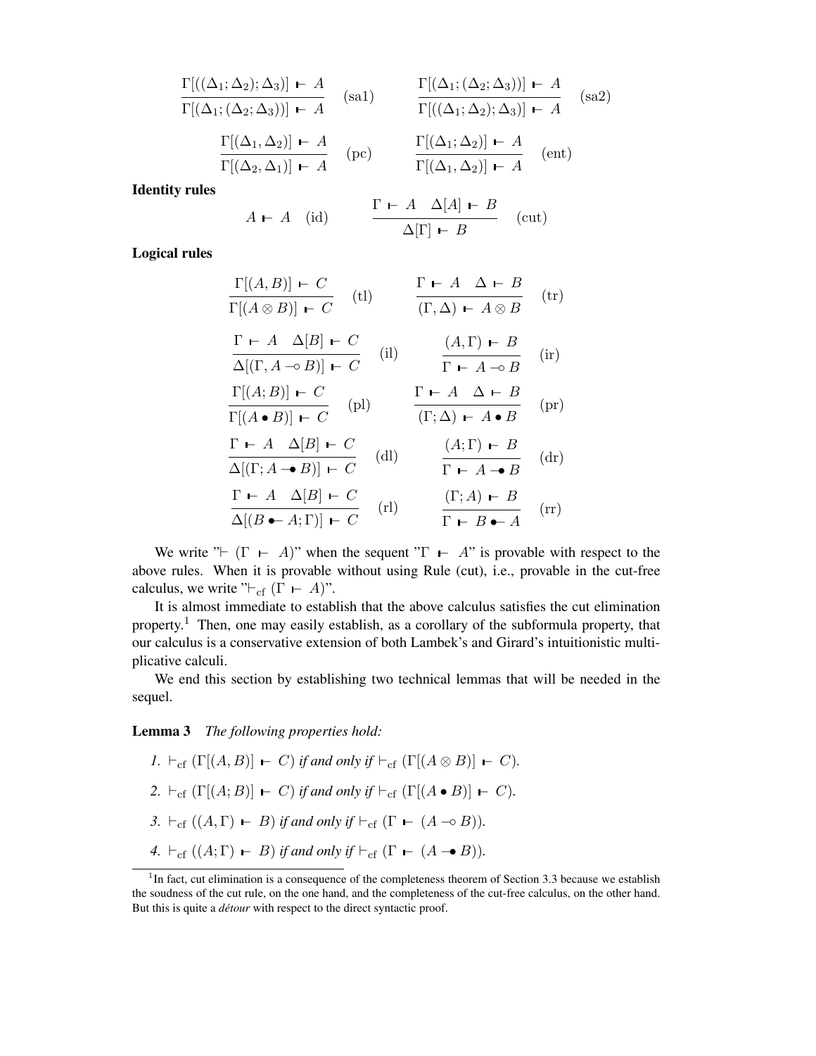$$\frac{\Gamma[((\Delta_1;\Delta_2);\Delta_3)] \vdash A}{\Gamma[(\Delta_1;(\Delta_2;\Delta_3))] \vdash A} \quad (\text{sa1}) \qquad \frac{\Gamma[(\Delta_1;(\Delta_2;\Delta_3))] \vdash A}{\Gamma[((\Delta_1;\Delta_2);\Delta_3)] \vdash A} \quad (\text{sa2})$$

$$\frac{\Gamma[(\Delta_1,\Delta_2)] \vdash A}{\Gamma[(\Delta_2,\Delta_1)] \vdash A} \quad (\text{pc}) \qquad \frac{\Gamma[(\Delta_1;\Delta_2)] \vdash A}{\Gamma[(\Delta_1,\Delta_2)] \vdash A} \quad (\text{ent})$$

**Identity rules**

$$A \vdash A \quad (\text{id}) \qquad \frac{\Gamma \vdash A \quad \Delta[A] \vdash B}{\Delta[\Gamma] \vdash B} \quad (\text{cut})$$

**Logical rules**

$$\frac{\Gamma[(A,B)] \vdash C}{\Gamma[(A \otimes B)] \vdash C} \quad (\text{tl}) \qquad \frac{\Gamma \vdash A \quad \Delta \vdash B}{(\Gamma,\Delta) \vdash A \otimes B} \quad (\text{tr})$$

$$\frac{\Gamma \vdash A \quad \Delta[B] \vdash C}{\Delta[(\Gamma, A \multimap B)] \vdash C} \quad (\text{il}) \qquad \frac{(A,\Gamma) \vdash B}{\Gamma \vdash A \multimap B} \quad (\text{ir})$$

$$\frac{\Gamma[(A;B)] \vdash C}{\Gamma[(A \bullet B)] \vdash C} \quad (\text{pl}) \qquad \frac{\Gamma \vdash A \quad \Delta \vdash B}{(\Gamma;\Delta) \vdash A \bullet B} \quad (\text{pr})$$

$$\frac{\Gamma \vdash A \quad \Delta[B] \vdash C}{\Delta[(\Gamma; A \multimap\!\bullet B)] \vdash C} \quad (\text{dl}) \qquad \frac{(A;\Gamma) \vdash B}{\Gamma \vdash A \multimap\!\bullet B} \quad (\text{dr})$$

$$\frac{\Gamma \vdash A \quad \Delta[B] \vdash C}{\Delta[(B \bullet\!\!- A; \Gamma)] \vdash C} \quad (\text{rl}) \qquad \frac{(\Gamma;A) \vdash B}{\Gamma \vdash B \bullet\!\!- A} \quad (\text{rr})$$

We write "$\vdash (\Gamma \vdash A)$" when the sequent "$\Gamma \vdash A$" is provable with respect to the above rules. When it is provable without using Rule (cut), i.e., provable in the cut-free calculus, we write "$\vdash_{\text{cf}} (\Gamma \vdash A)$".

It is almost immediate to establish that the above calculus satisfies the cut elimination property.[1] Then, one may easily establish, as a corollary of the subformula property, that our calculus is a conservative extension of both Lambek's and Girard's intuitionistic multiplicative calculi.

We end this section by establishing two technical lemmas that will be needed in the sequel.

**Lemma 3** *The following properties hold:*

1. $\vdash_{\text{cf}} (\Gamma[(A,B)] \vdash C)$ *if and only if* $\vdash_{\text{cf}} (\Gamma[(A \otimes B)] \vdash C)$.
2. $\vdash_{\text{cf}} (\Gamma[(A;B)] \vdash C)$ *if and only if* $\vdash_{\text{cf}} (\Gamma[(A \bullet B)] \vdash C)$.
3. $\vdash_{\text{cf}} ((A,\Gamma) \vdash B)$ *if and only if* $\vdash_{\text{cf}} (\Gamma \vdash (A \multimap B))$.
4. $\vdash_{\text{cf}} ((A;\Gamma) \vdash B)$ *if and only if* $\vdash_{\text{cf}} (\Gamma \vdash (A \multimap\!\bullet B))$.

[1] In fact, cut elimination is a consequence of the completeness theorem of Section 3.3 because we establish the soudness of the cut rule, on the one hand, and the completeness of the cut-free calculus, on the other hand. But this is quite a *détour* with respect to the direct syntactic proof.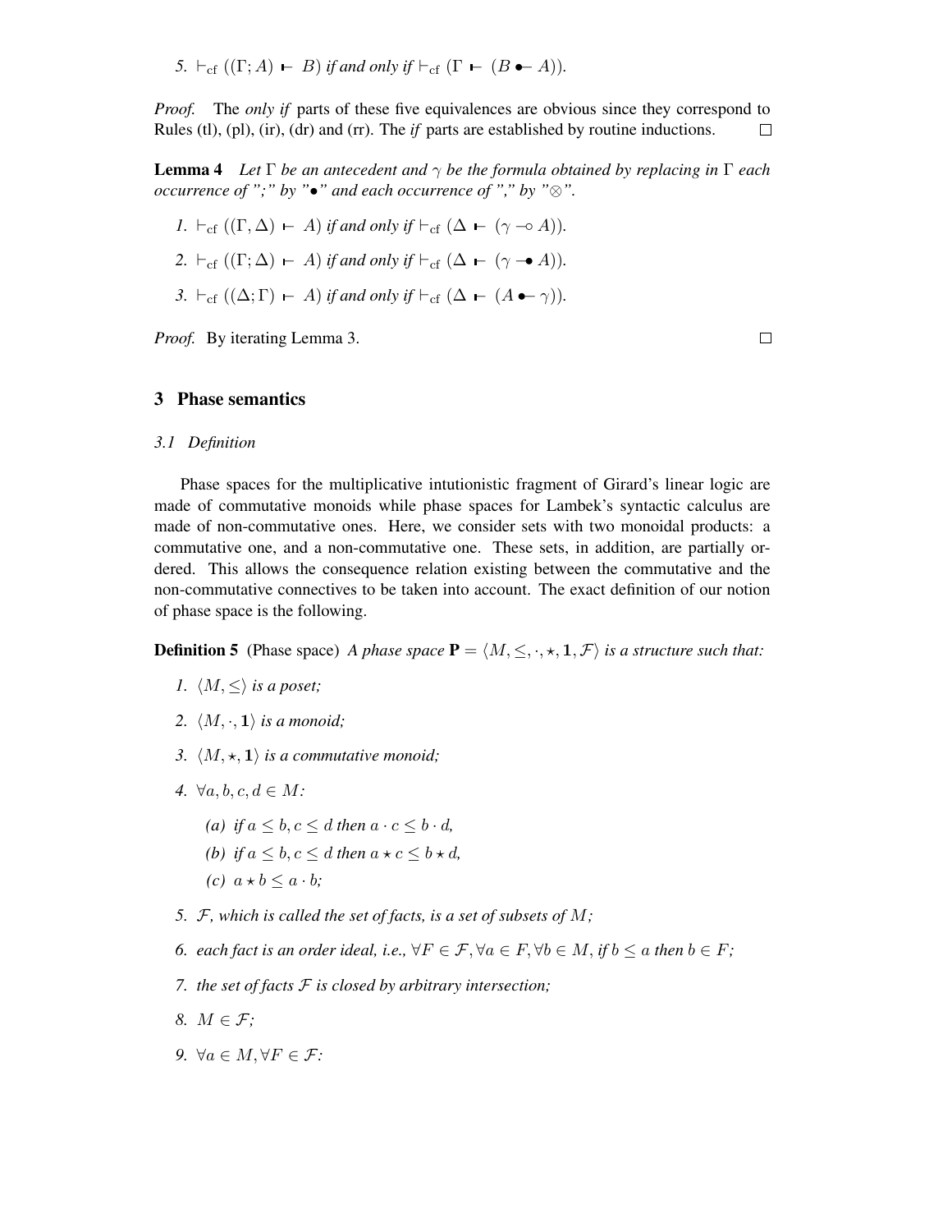5. $\vdash_{\mathrm{cf}} ((\Gamma; A) \vdash B)$ *if and only if* $\vdash_{\mathrm{cf}} (\Gamma \vdash (B \bullet\!\!- A))$.

*Proof.* The *only if* parts of these five equivalences are obvious since they correspond to Rules (tl), (pl), (ir), (dr) and (rr). The *if* parts are established by routine inductions. □

**Lemma 4** *Let $\Gamma$ be an antecedent and $\gamma$ be the formula obtained by replacing in $\Gamma$ each occurrence of ";" by "$\bullet$" and each occurrence of "," by "$\otimes$".*

1. $\vdash_{\mathrm{cf}} ((\Gamma, \Delta) \vdash A)$ *if and only if* $\vdash_{\mathrm{cf}} (\Delta \vdash (\gamma \multimap A))$.
2. $\vdash_{\mathrm{cf}} ((\Gamma; \Delta) \vdash A)$ *if and only if* $\vdash_{\mathrm{cf}} (\Delta \vdash (\gamma -\!\!\bullet A))$.
3. $\vdash_{\mathrm{cf}} ((\Delta; \Gamma) \vdash A)$ *if and only if* $\vdash_{\mathrm{cf}} (\Delta \vdash (A \bullet\!\!- \gamma))$.

*Proof.* By iterating Lemma 3. □

## 3 Phase semantics

### 3.1 Definition

Phase spaces for the multiplicative intuitionistic fragment of Girard's linear logic are made of commutative monoids while phase spaces for Lambek's syntactic calculus are made of non-commutative ones. Here, we consider sets with two monoidal products: a commutative one, and a non-commutative one. These sets, in addition, are partially ordered. This allows the consequence relation existing between the commutative and the non-commutative connectives to be taken into account. The exact definition of our notion of phase space is the following.

**Definition 5** (Phase space) *A phase space $\mathbf{P} = \langle M, \leq, \cdot, \star, \mathbf{1}, \mathcal{F} \rangle$ is a structure such that:*

1. *$\langle M, \leq \rangle$ is a poset;*
2. *$\langle M, \cdot, \mathbf{1} \rangle$ is a monoid;*
3. *$\langle M, \star, \mathbf{1} \rangle$ is a commutative monoid;*
4. *$\forall a, b, c, d \in M$:*
   - *(a) if $a \leq b, c \leq d$ then $a \cdot c \leq b \cdot d$,*
   - *(b) if $a \leq b, c \leq d$ then $a \star c \leq b \star d$,*
   - *(c) $a \star b \leq a \cdot b$;*
5. *$\mathcal{F}$, which is called the set of facts, is a set of subsets of $M$;*
6. *each fact is an order ideal, i.e., $\forall F \in \mathcal{F}, \forall a \in F, \forall b \in M$, if $b \leq a$ then $b \in F$;*
7. *the set of facts $\mathcal{F}$ is closed by arbitrary intersection;*
8. *$M \in \mathcal{F}$;*
9. *$\forall a \in M, \forall F \in \mathcal{F}$:*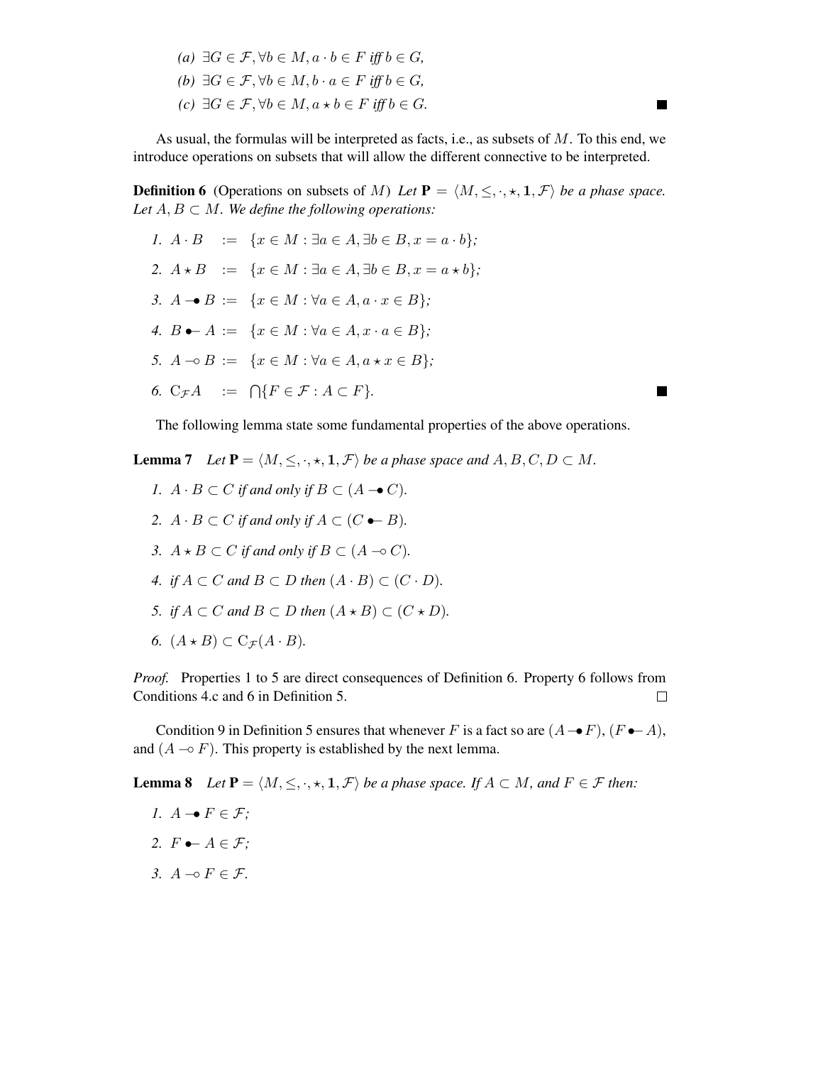*(a)* $\exists G \in \mathcal{F}, \forall b \in M, a \cdot b \in F$ *iff* $b \in G$,

*(b)* $\exists G \in \mathcal{F}, \forall b \in M, b \cdot a \in F$ *iff* $b \in G$,

*(c)* $\exists G \in \mathcal{F}, \forall b \in M, a \star b \in F$ *iff* $b \in G$. ■

As usual, the formulas will be interpreted as facts, i.e., as subsets of $M$. To this end, we introduce operations on subsets that will allow the different connective to be interpreted.

**Definition 6** (Operations on subsets of $M$) *Let* $\mathbf{P} = \langle M, \leq, \cdot, \star, \mathbf{1}, \mathcal{F} \rangle$ *be a phase space. Let* $A, B \subset M$. *We define the following operations:*

1. $A \cdot B \;:=\; \{x \in M : \exists a \in A, \exists b \in B, x = a \cdot b\}$;
2. $A \star B \;:=\; \{x \in M : \exists a \in A, \exists b \in B, x = a \star b\}$;
3. $A \multimap\!\!\bullet\, B \;:=\; \{x \in M : \forall a \in A, a \cdot x \in B\}$;
4. $B \,\bullet\!\!\multimapinv A \;:=\; \{x \in M : \forall a \in A, x \cdot a \in B\}$;
5. $A \multimap B \;:=\; \{x \in M : \forall a \in A, a \star x \in B\}$;
6. $\mathrm{C}_{\mathcal{F}} A \;:=\; \bigcap\{F \in \mathcal{F} : A \subset F\}$. ■

The following lemma state some fundamental properties of the above operations.

**Lemma 7** *Let* $\mathbf{P} = \langle M, \leq, \cdot, \star, \mathbf{1}, \mathcal{F} \rangle$ *be a phase space and* $A, B, C, D \subset M$.

1. $A \cdot B \subset C$ *if and only if* $B \subset (A \multimap\!\!\bullet\, C)$.
2. $A \cdot B \subset C$ *if and only if* $A \subset (C \,\bullet\!\!\multimapinv B)$.
3. $A \star B \subset C$ *if and only if* $B \subset (A \multimap C)$.
4. *if* $A \subset C$ *and* $B \subset D$ *then* $(A \cdot B) \subset (C \cdot D)$.
5. *if* $A \subset C$ *and* $B \subset D$ *then* $(A \star B) \subset (C \star D)$.
6. $(A \star B) \subset \mathrm{C}_{\mathcal{F}}(A \cdot B)$.

*Proof.* Properties 1 to 5 are direct consequences of Definition 6. Property 6 follows from Conditions 4.c and 6 in Definition 5. □

Condition 9 in Definition 5 ensures that whenever $F$ is a fact so are $(A \multimap\!\!\bullet\, F)$, $(F \,\bullet\!\!\multimapinv A)$, and $(A \multimap F)$. This property is established by the next lemma.

**Lemma 8** *Let* $\mathbf{P} = \langle M, \leq, \cdot, \star, \mathbf{1}, \mathcal{F} \rangle$ *be a phase space. If* $A \subset M$, *and* $F \in \mathcal{F}$ *then:*

1. $A \multimap\!\!\bullet\, F \in \mathcal{F}$;
2. $F \,\bullet\!\!\multimapinv A \in \mathcal{F}$;
3. $A \multimap F \in \mathcal{F}$.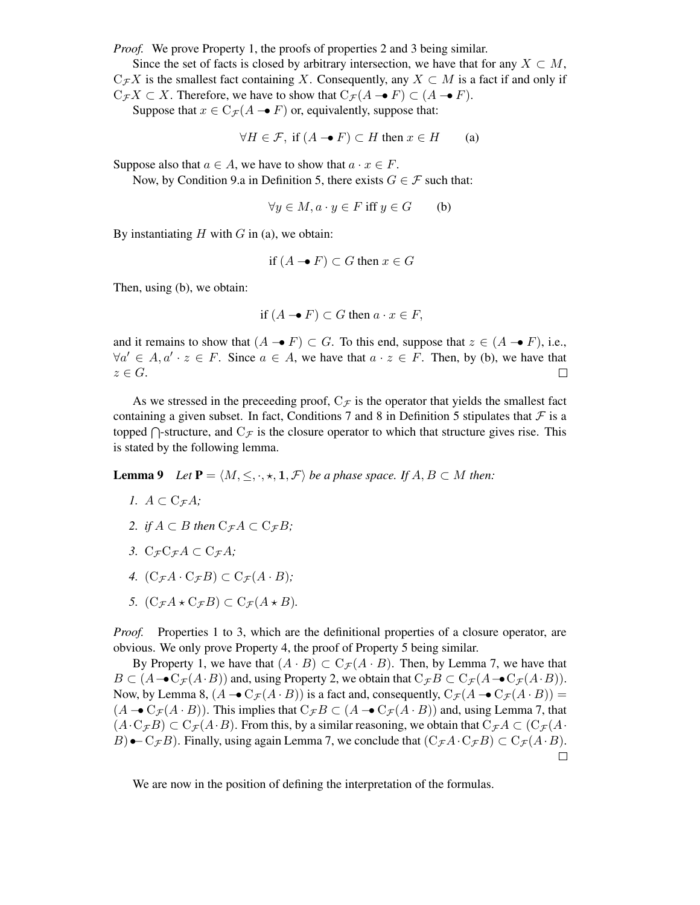*Proof.* We prove Property 1, the proofs of properties 2 and 3 being similar.

Since the set of facts is closed by arbitrary intersection, we have that for any $X \subset M$, $\mathrm{C}_{\mathcal{F}}X$ is the smallest fact containing $X$. Consequently, any $X \subset M$ is a fact if and only if $\mathrm{C}_{\mathcal{F}}X \subset X$. Therefore, we have to show that $\mathrm{C}_{\mathcal{F}}(A \multimap\!\!\bullet\, F) \subset (A \multimap\!\!\bullet\, F)$.

Suppose that $x \in \mathrm{C}_{\mathcal{F}}(A \multimap\!\!\bullet\, F)$ or, equivalently, suppose that:

$$\forall H \in \mathcal{F},\ \text{if } (A \multimap\!\!\bullet\, F) \subset H \text{ then } x \in H \qquad \text{(a)}$$

Suppose also that $a \in A$, we have to show that $a \cdot x \in F$.

Now, by Condition 9.a in Definition 5, there exists $G \in \mathcal{F}$ such that:

$$\forall y \in M, a \cdot y \in F \text{ iff } y \in G \qquad \text{(b)}$$

By instantiating $H$ with $G$ in (a), we obtain:

$$\text{if } (A \multimap\!\!\bullet\, F) \subset G \text{ then } x \in G$$

Then, using (b), we obtain:

$$\text{if } (A \multimap\!\!\bullet\, F) \subset G \text{ then } a \cdot x \in F,$$

and it remains to show that $(A \multimap\!\!\bullet\, F) \subset G$. To this end, suppose that $z \in (A \multimap\!\!\bullet\, F)$, i.e., $\forall a' \in A, a' \cdot z \in F$. Since $a \in A$, we have that $a \cdot z \in F$. Then, by (b), we have that $z \in G$. □

As we stressed in the preceeding proof, $\mathrm{C}_{\mathcal{F}}$ is the operator that yields the smallest fact containing a given subset. In fact, Conditions 7 and 8 in Definition 5 stipulates that $\mathcal{F}$ is a topped $\bigcap$-structure, and $\mathrm{C}_{\mathcal{F}}$ is the closure operator to which that structure gives rise. This is stated by the following lemma.

**Lemma 9** *Let $\mathbf{P} = \langle M, \leq, \cdot, \star, \mathbf{1}, \mathcal{F}\rangle$ be a phase space. If $A, B \subset M$ then:*

1. $A \subset \mathrm{C}_{\mathcal{F}}A$;
2. *if* $A \subset B$ *then* $\mathrm{C}_{\mathcal{F}}A \subset \mathrm{C}_{\mathcal{F}}B$;
3. $\mathrm{C}_{\mathcal{F}}\mathrm{C}_{\mathcal{F}}A \subset \mathrm{C}_{\mathcal{F}}A$;
4. $(\mathrm{C}_{\mathcal{F}}A \cdot \mathrm{C}_{\mathcal{F}}B) \subset \mathrm{C}_{\mathcal{F}}(A \cdot B)$;
5. $(\mathrm{C}_{\mathcal{F}}A \star \mathrm{C}_{\mathcal{F}}B) \subset \mathrm{C}_{\mathcal{F}}(A \star B)$.

*Proof.* Properties 1 to 3, which are the definitional properties of a closure operator, are obvious. We only prove Property 4, the proof of Property 5 being similar.

By Property 1, we have that $(A \cdot B) \subset \mathrm{C}_{\mathcal{F}}(A \cdot B)$. Then, by Lemma 7, we have that $B \subset (A \multimap\!\!\bullet\, \mathrm{C}_{\mathcal{F}}(A \cdot B))$ and, using Property 2, we obtain that $\mathrm{C}_{\mathcal{F}}B \subset \mathrm{C}_{\mathcal{F}}(A \multimap\!\!\bullet\, \mathrm{C}_{\mathcal{F}}(A \cdot B))$. Now, by Lemma 8, $(A \multimap\!\!\bullet\, \mathrm{C}_{\mathcal{F}}(A \cdot B))$ is a fact and, consequently, $\mathrm{C}_{\mathcal{F}}(A \multimap\!\!\bullet\, \mathrm{C}_{\mathcal{F}}(A \cdot B)) = (A \multimap\!\!\bullet\, \mathrm{C}_{\mathcal{F}}(A \cdot B))$. This implies that $\mathrm{C}_{\mathcal{F}}B \subset (A \multimap\!\!\bullet\, \mathrm{C}_{\mathcal{F}}(A \cdot B))$ and, using Lemma 7, that $(A \cdot \mathrm{C}_{\mathcal{F}}B) \subset \mathrm{C}_{\mathcal{F}}(A \cdot B)$. From this, by a similar reasoning, we obtain that $\mathrm{C}_{\mathcal{F}}A \subset (\mathrm{C}_{\mathcal{F}}(A \cdot B) \bullet\!\!\multimapinv\, \mathrm{C}_{\mathcal{F}}B)$. Finally, using again Lemma 7, we conclude that $(\mathrm{C}_{\mathcal{F}}A \cdot \mathrm{C}_{\mathcal{F}}B) \subset \mathrm{C}_{\mathcal{F}}(A \cdot B)$. □

We are now in the position of defining the interpretation of the formulas.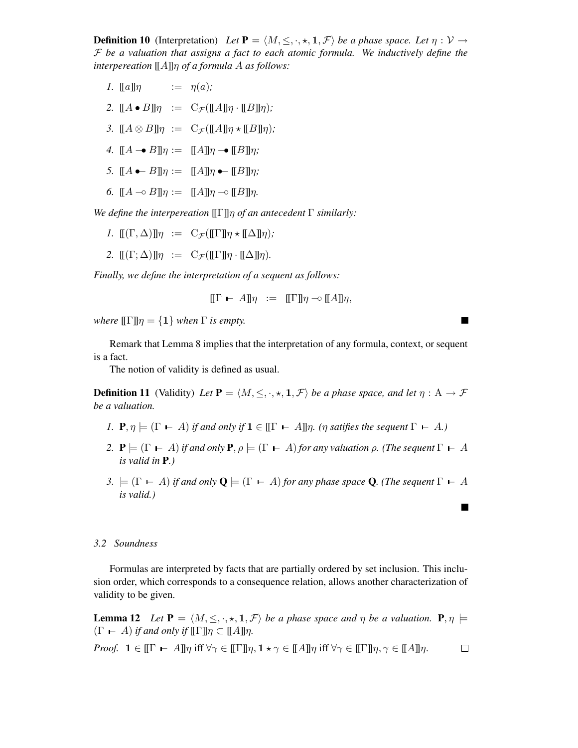**Definition 10** (Interpretation) *Let $\mathbf{P} = \langle M, \leq, \cdot, \star, \mathbf{1}, \mathcal{F}\rangle$ be a phase space. Let $\eta : \mathcal{V} \to \mathcal{F}$ be a valuation that assigns a fact to each atomic formula. We inductively define the interpereation $[\![A]\!]\eta$ of a formula $A$ as follows:*

1. $[\![a]\!]\eta \quad := \quad \eta(a)$;
2. $[\![A \bullet B]\!]\eta \quad := \quad \mathrm{C}_{\mathcal{F}}([\![A]\!]\eta \cdot [\![B]\!]\eta)$;
3. $[\![A \otimes B]\!]\eta \quad := \quad \mathrm{C}_{\mathcal{F}}([\![A]\!]\eta \star [\![B]\!]\eta)$;
4. $[\![A \multimap\!\!\bullet\, B]\!]\eta := \quad [\![A]\!]\eta \multimap\!\!\bullet\, [\![B]\!]\eta$;
5. $[\![A \bullet\!\!- B]\!]\eta := \quad [\![A]\!]\eta \bullet\!\!- [\![B]\!]\eta$;
6. $[\![A \multimap B]\!]\eta := \quad [\![A]\!]\eta \multimap [\![B]\!]\eta$.

*We define the interpereation $[\![\Gamma]\!]\eta$ of an antecedent $\Gamma$ similarly:*

1. $[\![(\Gamma, \Delta)]\!]\eta \quad := \quad \mathrm{C}_{\mathcal{F}}([\![\Gamma]\!]\eta \star [\![\Delta]\!]\eta)$;
2. $[\![(\Gamma; \Delta)]\!]\eta \quad := \quad \mathrm{C}_{\mathcal{F}}([\![\Gamma]\!]\eta \cdot [\![\Delta]\!]\eta)$.

*Finally, we define the interpretation of a sequent as follows:*

$$[\![\Gamma \vdash A]\!]\eta \quad := \quad [\![\Gamma]\!]\eta \multimap [\![A]\!]\eta,$$

*where $[\![\Gamma]\!]\eta = \{\mathbf{1}\}$ when $\Gamma$ is empty.* ■

Remark that Lemma 8 implies that the interpretation of any formula, context, or sequent is a fact.

The notion of validity is defined as usual.

**Definition 11** (Validity) *Let $\mathbf{P} = \langle M, \leq, \cdot, \star, \mathbf{1}, \mathcal{F}\rangle$ be a phase space, and let $\eta : \mathrm{A} \to \mathcal{F}$ be a valuation.*

1. *$\mathbf{P}, \eta \models (\Gamma \vdash A)$ if and only if $\mathbf{1} \in [\![\Gamma \vdash A]\!]\eta$. ($\eta$ satifies the sequent $\Gamma \vdash A$.)*
2. *$\mathbf{P} \models (\Gamma \vdash A)$ if and only $\mathbf{P}, \rho \models (\Gamma \vdash A)$ for any valuation $\rho$. (The sequent $\Gamma \vdash A$ is valid in $\mathbf{P}$.)*
3. *$\models (\Gamma \vdash A)$ if and only $\mathbf{Q} \models (\Gamma \vdash A)$ for any phase space $\mathbf{Q}$. (The sequent $\Gamma \vdash A$ is valid.)*

■

### *3.2 Soundness*

Formulas are interpreted by facts that are partially ordered by set inclusion. This inclusion order, which corresponds to a consequence relation, allows another characterization of validity to be given.

**Lemma 12** *Let $\mathbf{P} = \langle M, \leq, \cdot, \star, \mathbf{1}, \mathcal{F}\rangle$ be a phase space and $\eta$ be a valuation. $\mathbf{P}, \eta \models (\Gamma \vdash A)$ if and only if $[\![\Gamma]\!]\eta \subset [\![A]\!]\eta$.*

*Proof.* $\mathbf{1} \in [\![\Gamma \vdash A]\!]\eta$ iff $\forall \gamma \in [\![\Gamma]\!]\eta, \mathbf{1} \star \gamma \in [\![A]\!]\eta$ iff $\forall \gamma \in [\![\Gamma]\!]\eta, \gamma \in [\![A]\!]\eta$. □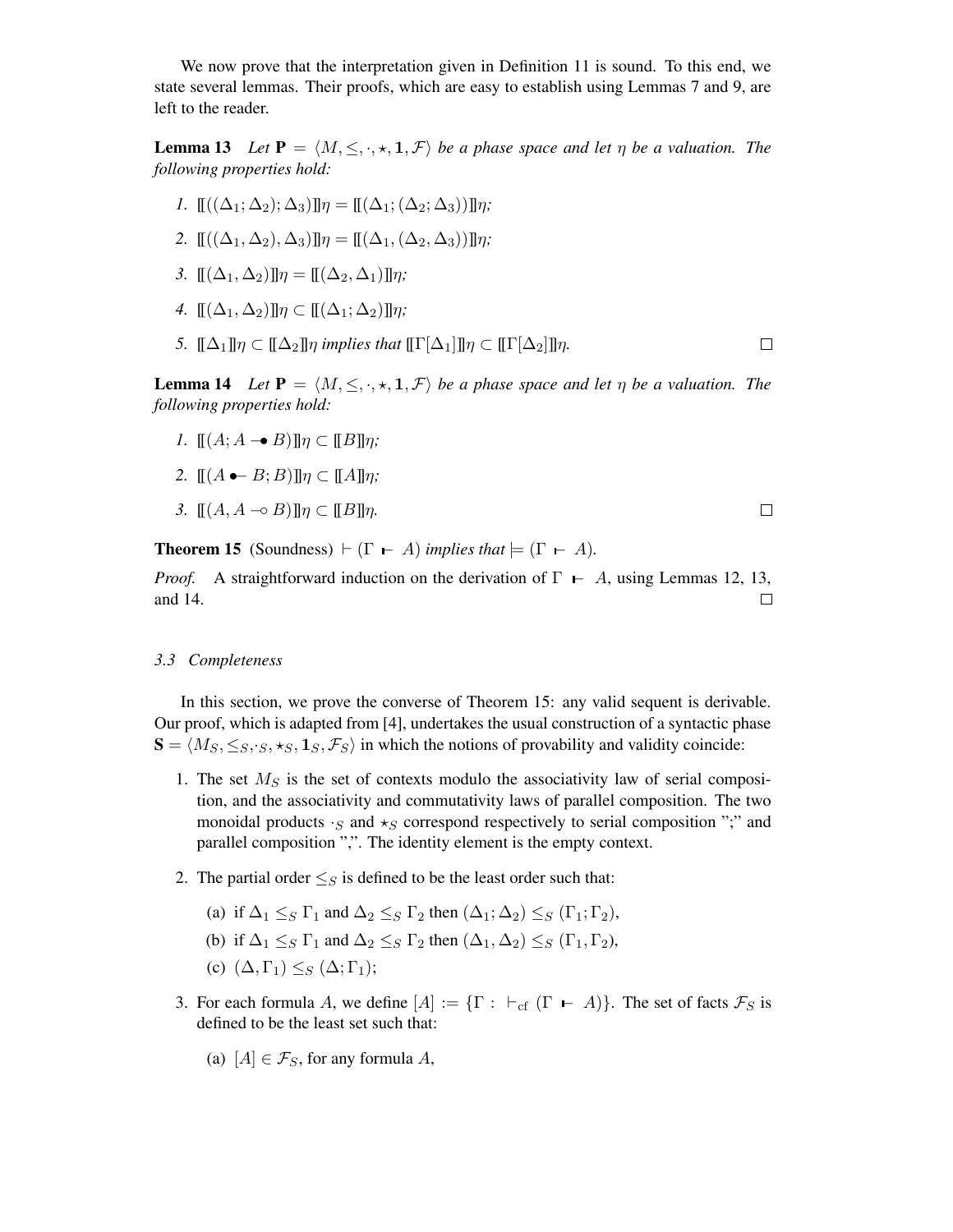We now prove that the interpretation given in Definition 11 is sound. To this end, we state several lemmas. Their proofs, which are easy to establish using Lemmas 7 and 9, are left to the reader.

**Lemma 13** *Let $\mathbf{P} = \langle M, \leq, \cdot, \star, \mathbf{1}, \mathcal{F} \rangle$ be a phase space and let $\eta$ be a valuation. The following properties hold:*

1. $[\![((\Delta_1; \Delta_2); \Delta_3)]\!]\eta = [\![(\Delta_1; (\Delta_2; \Delta_3))]\!]\eta$;
2. $[\![((\Delta_1, \Delta_2), \Delta_3)]\!]\eta = [\![(\Delta_1, (\Delta_2, \Delta_3))]\!]\eta$;
3. $[\![(\Delta_1, \Delta_2)]\!]\eta = [\![(\Delta_2, \Delta_1)]\!]\eta$;
4. $[\![(\Delta_1, \Delta_2)]\!]\eta \subset [\![(\Delta_1; \Delta_2)]\!]\eta$;
5. $[\![\Delta_1]\!]\eta \subset [\![\Delta_2]\!]\eta$ *implies that* $[\![\Gamma[\Delta_1]]\!]\eta \subset [\![\Gamma[\Delta_2]]\!]\eta$. □

**Lemma 14** *Let $\mathbf{P} = \langle M, \leq, \cdot, \star, \mathbf{1}, \mathcal{F} \rangle$ be a phase space and let $\eta$ be a valuation. The following properties hold:*

1. $[\![(A; A \multimap\!\!\bullet\, B)]\!]\eta \subset [\![B]\!]\eta$;
2. $[\![(A \bullet\!\!- B; B)]\!]\eta \subset [\![A]\!]\eta$;
3. $[\![(A, A \multimap B)]\!]\eta \subset [\![B]\!]\eta$. □

**Theorem 15** (Soundness) $\vdash (\Gamma \vdash A)$ *implies that* $\models (\Gamma \vdash A)$.

*Proof.* A straightforward induction on the derivation of $\Gamma \vdash A$, using Lemmas 12, 13, and 14. □

### *3.3 Completeness*

In this section, we prove the converse of Theorem 15: any valid sequent is derivable. Our proof, which is adapted from [4], undertakes the usual construction of a syntactic phase $\mathbf{S} = \langle M_S, \leq_S, \cdot_S, \star_S, \mathbf{1}_S, \mathcal{F}_S \rangle$ in which the notions of provability and validity coincide:

1. The set $M_S$ is the set of contexts modulo the associativity law of serial composition, and the associativity and commutativity laws of parallel composition. The two monoidal products $\cdot_S$ and $\star_S$ correspond respectively to serial composition ";" and parallel composition ",". The identity element is the empty context.
2. The partial order $\leq_S$ is defined to be the least order such that:
   (a) if $\Delta_1 \leq_S \Gamma_1$ and $\Delta_2 \leq_S \Gamma_2$ then $(\Delta_1; \Delta_2) \leq_S (\Gamma_1; \Gamma_2)$,
   (b) if $\Delta_1 \leq_S \Gamma_1$ and $\Delta_2 \leq_S \Gamma_2$ then $(\Delta_1, \Delta_2) \leq_S (\Gamma_1, \Gamma_2)$,
   (c) $(\Delta, \Gamma_1) \leq_S (\Delta; \Gamma_1)$;
3. For each formula $A$, we define $[A] := \{\Gamma : \vdash_{\text{cf}} (\Gamma \vdash A)\}$. The set of facts $\mathcal{F}_S$ is defined to be the least set such that:
   (a) $[A] \in \mathcal{F}_S$, for any formula $A$,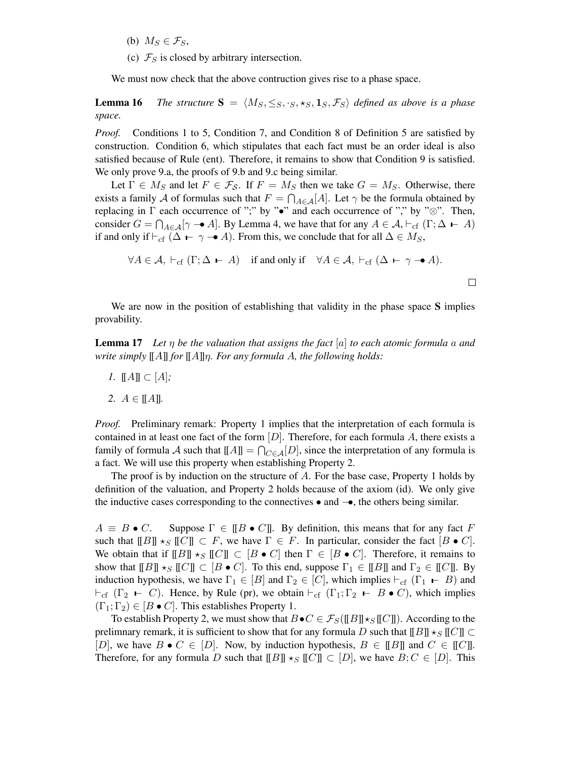(b) $M_S \in \mathcal{F}_S$,

(c) $\mathcal{F}_S$ is closed by arbitrary intersection.

We must now check that the above contruction gives rise to a phase space.

**Lemma 16** *The structure $\mathbf{S} = \langle M_S, \leq_S, \cdot_S, \star_S, \mathbf{1}_S, \mathcal{F}_S \rangle$ defined as above is a phase space.*

*Proof.* Conditions 1 to 5, Condition 7, and Condition 8 of Definition 5 are satisfied by construction. Condition 6, which stipulates that each fact must be an order ideal is also satisfied because of Rule (ent). Therefore, it remains to show that Condition 9 is satisfied. We only prove 9.a, the proofs of 9.b and 9.c being similar.

Let $\Gamma \in M_S$ and let $F \in \mathcal{F}_\mathcal{S}$. If $F = M_S$ then we take $G = M_S$. Otherwise, there exists a family $\mathcal{A}$ of formulas such that $F = \bigcap_{A \in \mathcal{A}} [A]$. Let $\gamma$ be the formula obtained by replacing in $\Gamma$ each occurrence of ";" by "$\bullet$" and each occurrence of "," by "$\otimes$". Then, consider $G = \bigcap_{A \in \mathcal{A}} [\gamma \multimap\!\!\bullet\, A]$. By Lemma 4, we have that for any $A \in \mathcal{A}, \vdash_{\text{cf}} (\Gamma; \Delta \;\vdash\; A)$ if and only if $\vdash_{\text{cf}} (\Delta \;\vdash\; \gamma \multimap\!\!\bullet\, A)$. From this, we conclude that for all $\Delta \in M_S$,

$$\forall A \in \mathcal{A}, \vdash_{\text{cf}} (\Gamma; \Delta \;\vdash\; A) \quad \text{if and only if} \quad \forall A \in \mathcal{A}, \vdash_{\text{cf}} (\Delta \;\vdash\; \gamma \multimap\!\!\bullet\, A).$$

□

We are now in the position of establishing that validity in the phase space $\mathbf{S}$ implies provability.

**Lemma 17** *Let $\eta$ be the valuation that assigns the fact $[a]$ to each atomic formula $a$ and write simply $[\![A]\!]$ for $[\![A]\!]\eta$. For any formula $A$, the following holds:*

1. $[\![A]\!] \subset [A]$*;*
2. $A \in [\![A]\!]$.

*Proof.* Preliminary remark: Property 1 implies that the interpretation of each formula is contained in at least one fact of the form $[D]$. Therefore, for each formula $A$, there exists a family of formula $\mathcal{A}$ such that $[\![A]\!] = \bigcap_{C \in \mathcal{A}} [D]$, since the interpretation of any formula is a fact. We will use this property when establishing Property 2.

The proof is by induction on the structure of $A$. For the base case, Property 1 holds by definition of the valuation, and Property 2 holds because of the axiom (id). We only give the inductive cases corresponding to the connectives $\bullet$ and $\multimap\!\!\bullet$, the others being similar.

$A \equiv B \bullet C$. Suppose $\Gamma \in [\![B \bullet C]\!]$. By definition, this means that for any fact $F$ such that $[\![B]\!] \star_S [\![C]\!] \subset F$, we have $\Gamma \in F$. In particular, consider the fact $[B \bullet C]$. We obtain that if $[\![B]\!] \star_S [\![C]\!] \subset [B \bullet C]$ then $\Gamma \in [B \bullet C]$. Therefore, it remains to show that $[\![B]\!] \star_S [\![C]\!] \subset [B \bullet C]$. To this end, suppose $\Gamma_1 \in [\![B]\!]$ and $\Gamma_2 \in [\![C]\!]$. By induction hypothesis, we have $\Gamma_1 \in [B]$ and $\Gamma_2 \in [C]$, which implies $\vdash_{\text{cf}} (\Gamma_1 \;\vdash\; B)$ and $\vdash_{\text{cf}} (\Gamma_2 \;\vdash\; C)$. Hence, by Rule (pr), we obtain $\vdash_{\text{cf}} (\Gamma_1; \Gamma_2 \;\vdash\; B \bullet C)$, which implies $(\Gamma_1; \Gamma_2) \in [B \bullet C]$. This establishes Property 1.

To establish Property 2, we must show that $B \bullet C \in \mathcal{F}_S([\![B]\!] \star_S [\![C]\!])$. According to the prelimnary remark, it is sufficient to show that for any formula $D$ such that $[\![B]\!] \star_S [\![C]\!] \subset [D]$, we have $B \bullet C \in [D]$. Now, by induction hypothesis, $B \in [\![B]\!]$ and $C \in [\![C]\!]$. Therefore, for any formula $D$ such that $[\![B]\!] \star_S [\![C]\!] \subset [D]$, we have $B; C \in [D]$. This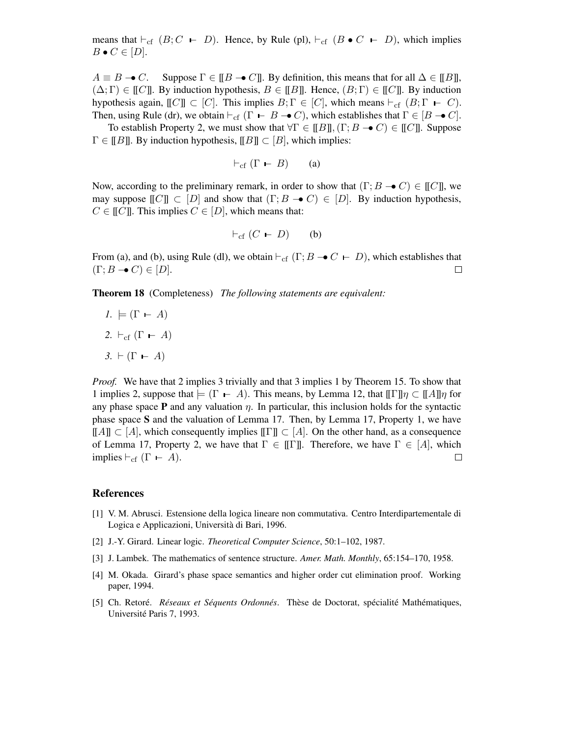means that $\vdash_{\mathrm{cf}} (B; C \;\vdash\; D)$. Hence, by Rule (pl), $\vdash_{\mathrm{cf}} (B \bullet C \;\vdash\; D)$, which implies $B \bullet C \in [D]$.

$A \equiv B \multimap\!\!\bullet\; C$. Suppose $\Gamma \in [\![B \multimap\!\!\bullet\; C]\!]$. By definition, this means that for all $\Delta \in [\![B]\!]$, $(\Delta; \Gamma) \in [\![C]\!]$. By induction hypothesis, $B \in [\![B]\!]$. Hence, $(B; \Gamma) \in [\![C]\!]$. By induction hypothesis again, $[\![C]\!] \subset [C]$. This implies $B; \Gamma \in [C]$, which means $\vdash_{\mathrm{cf}} (B; \Gamma \;\vdash\; C)$. Then, using Rule (dr), we obtain $\vdash_{\mathrm{cf}} (\Gamma \;\vdash\; B \multimap\!\!\bullet\; C)$, which establishes that $\Gamma \in [B \multimap\!\!\bullet\; C]$.

To establish Property 2, we must show that $\forall \Gamma \in [\![B]\!], (\Gamma; B \multimap\!\!\bullet\; C) \in [\![C]\!]$. Suppose $\Gamma \in [\![B]\!]$. By induction hypothesis, $[\![B]\!] \subset [B]$, which implies:

$$\vdash_{\mathrm{cf}} (\Gamma \;\vdash\; B) \qquad \text{(a)}$$

Now, according to the preliminary remark, in order to show that $(\Gamma; B \multimap\!\!\bullet\; C) \in [\![C]\!]$, we may suppose $[\![C]\!] \subset [D]$ and show that $(\Gamma; B \multimap\!\!\bullet\; C) \in [D]$. By induction hypothesis, $C \in [\![C]\!]$. This implies $C \in [D]$, which means that:

$$\vdash_{\mathrm{cf}} (C \;\vdash\; D) \qquad \text{(b)}$$

From (a), and (b), using Rule (dl), we obtain $\vdash_{\mathrm{cf}} (\Gamma; B \multimap\!\!\bullet\; C \;\vdash\; D)$, which establishes that $(\Gamma; B \multimap\!\!\bullet\; C) \in [D]$. □

**Theorem 18** (Completeness) *The following statements are equivalent:*

1. $\models (\Gamma \;\vdash\; A)$
2. $\vdash_{\mathrm{cf}} (\Gamma \;\vdash\; A)$
3. $\vdash (\Gamma \;\vdash\; A)$

*Proof.* We have that 2 implies 3 trivially and that 3 implies 1 by Theorem 15. To show that 1 implies 2, suppose that $\models (\Gamma \;\vdash\; A)$. This means, by Lemma 12, that $[\![\Gamma]\!]\eta \subset [\![A]\!]\eta$ for any phase space $\mathbf{P}$ and any valuation $\eta$. In particular, this inclusion holds for the syntactic phase space $\mathbf{S}$ and the valuation of Lemma 17. Then, by Lemma 17, Property 1, we have $[\![A]\!] \subset [A]$, which consequently implies $[\![\Gamma]\!] \subset [A]$. On the other hand, as a consequence of Lemma 17, Property 2, we have that $\Gamma \in [\![\Gamma]\!]$. Therefore, we have $\Gamma \in [A]$, which implies $\vdash_{\mathrm{cf}} (\Gamma \;\vdash\; A)$. □

## References

[1] V. M. Abrusci. Estensione della logica lineare non commutativa. Centro Interdipartementale di Logica e Applicazioni, Università di Bari, 1996.

[2] J.-Y. Girard. Linear logic. *Theoretical Computer Science*, 50:1–102, 1987.

[3] J. Lambek. The mathematics of sentence structure. *Amer. Math. Monthly*, 65:154–170, 1958.

[4] M. Okada. Girard's phase space semantics and higher order cut elimination proof. Working paper, 1994.

[5] Ch. Retoré. *Réseaux et Séquents Ordonnés*. Thèse de Doctorat, spécialité Mathématiques, Université Paris 7, 1993.